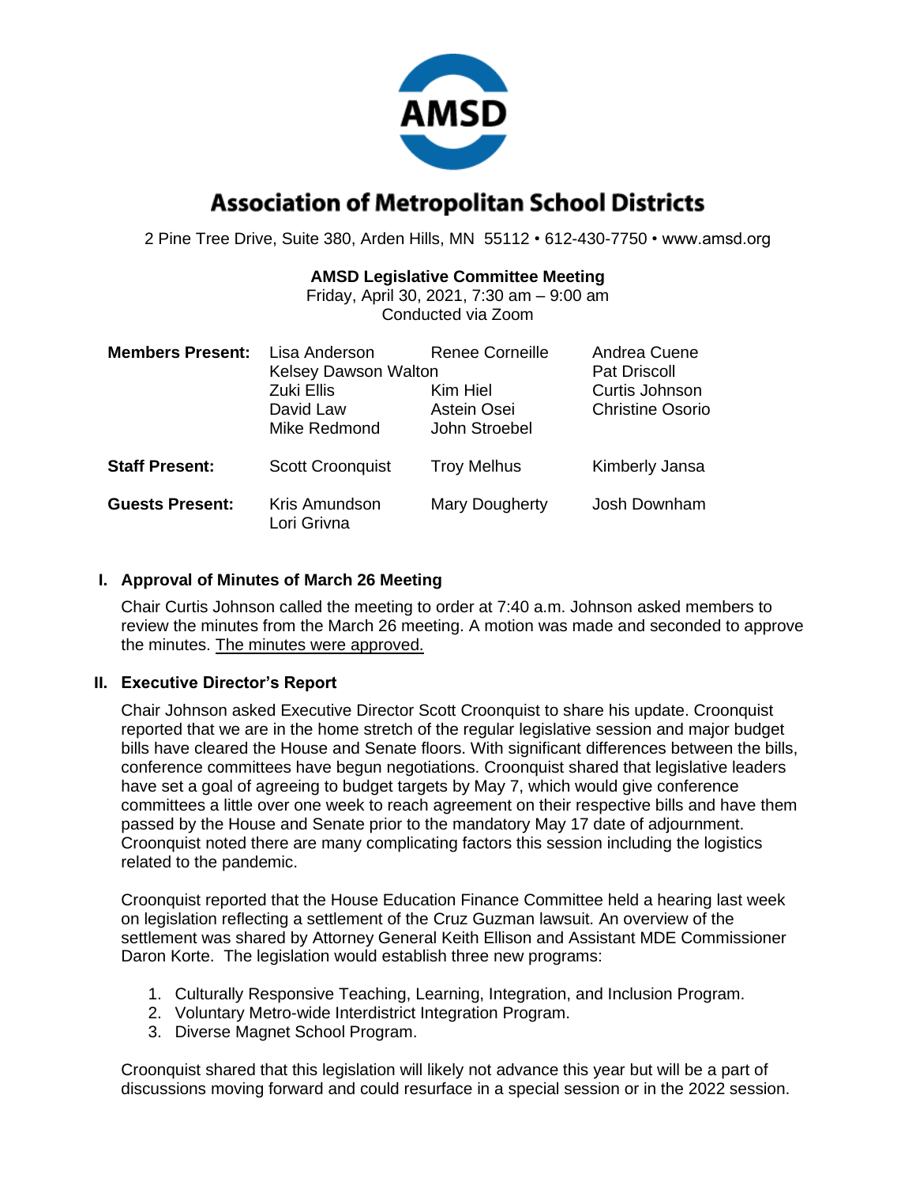# Association of Metropolitan School Districts

2 Pine Tree Drive, Suite 380, Arden Hills, MN 55112 • 612-430-7750 • www.amsd.org

**AMSD Legislative Committee Meeting**
Friday, April 30, 2021, 7:30 am – 9:00 am
Conducted via Zoom

| | | | |
|---|---|---|---|
| **Members Present:** | Lisa Anderson | Renee Corneille | Andrea Cuene |
| | Kelsey Dawson Walton | | Pat Driscoll |
| | Zuki Ellis | Kim Hiel | Curtis Johnson |
| | David Law | Astein Osei | Christine Osorio |
| | Mike Redmond | John Stroebel | |
| **Staff Present:** | Scott Croonquist | Troy Melhus | Kimberly Jansa |
| **Guests Present:** | Kris Amundson | Mary Dougherty | Josh Downham |
| | Lori Grivna | | |

## I. Approval of Minutes of March 26 Meeting

Chair Curtis Johnson called the meeting to order at 7:40 a.m. Johnson asked members to review the minutes from the March 26 meeting. A motion was made and seconded to approve the minutes. The minutes were approved.

## II. Executive Director's Report

Chair Johnson asked Executive Director Scott Croonquist to share his update. Croonquist reported that we are in the home stretch of the regular legislative session and major budget bills have cleared the House and Senate floors. With significant differences between the bills, conference committees have begun negotiations. Croonquist shared that legislative leaders have set a goal of agreeing to budget targets by May 7, which would give conference committees a little over one week to reach agreement on their respective bills and have them passed by the House and Senate prior to the mandatory May 17 date of adjournment. Croonquist noted there are many complicating factors this session including the logistics related to the pandemic.

Croonquist reported that the House Education Finance Committee held a hearing last week on legislation reflecting a settlement of the Cruz Guzman lawsuit. An overview of the settlement was shared by Attorney General Keith Ellison and Assistant MDE Commissioner Daron Korte. The legislation would establish three new programs:

1. Culturally Responsive Teaching, Learning, Integration, and Inclusion Program.
2. Voluntary Metro-wide Interdistrict Integration Program.
3. Diverse Magnet School Program.

Croonquist shared that this legislation will likely not advance this year but will be a part of discussions moving forward and could resurface in a special session or in the 2022 session.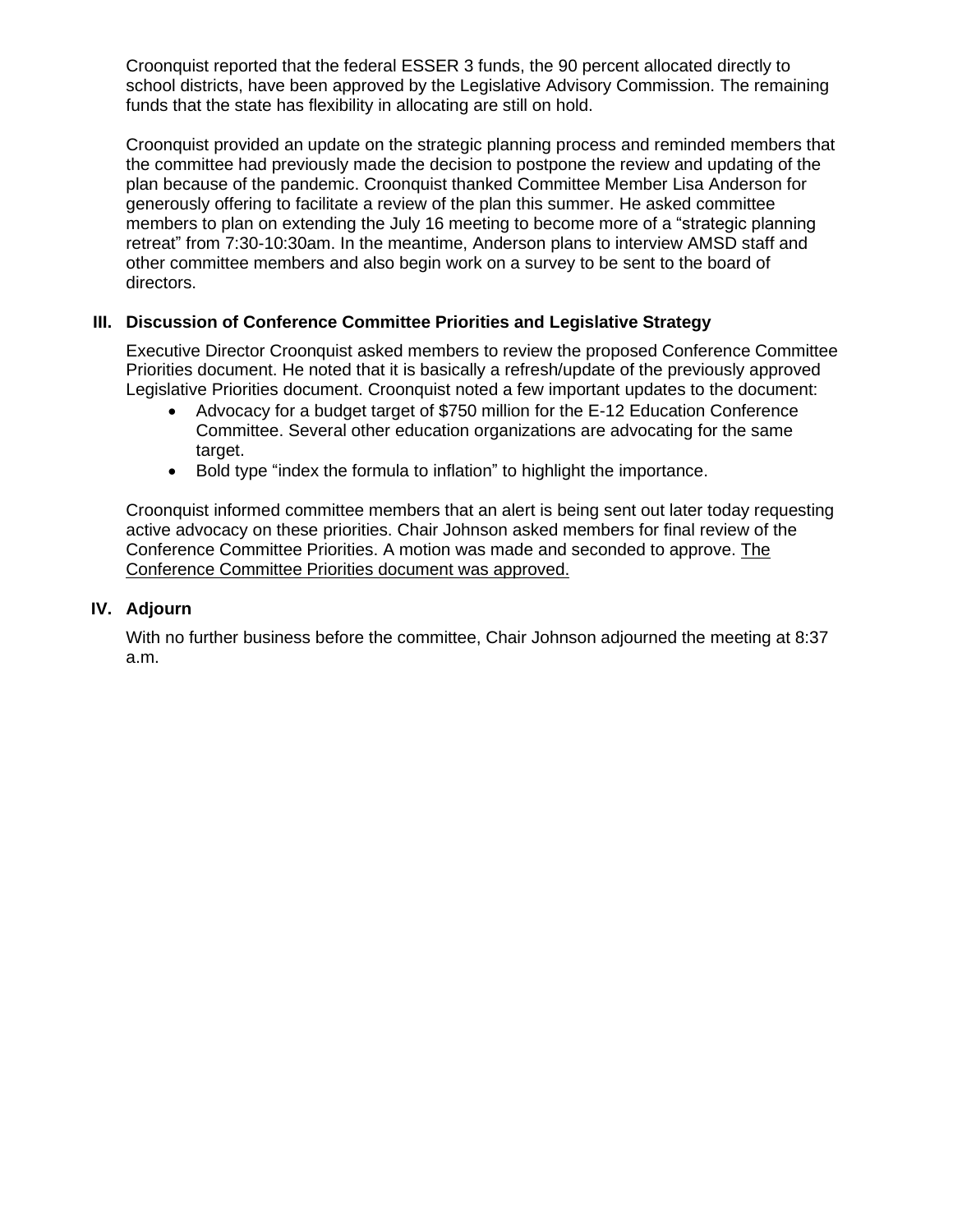Croonquist reported that the federal ESSER 3 funds, the 90 percent allocated directly to school districts, have been approved by the Legislative Advisory Commission. The remaining funds that the state has flexibility in allocating are still on hold.

Croonquist provided an update on the strategic planning process and reminded members that the committee had previously made the decision to postpone the review and updating of the plan because of the pandemic. Croonquist thanked Committee Member Lisa Anderson for generously offering to facilitate a review of the plan this summer. He asked committee members to plan on extending the July 16 meeting to become more of a "strategic planning retreat" from 7:30-10:30am. In the meantime, Anderson plans to interview AMSD staff and other committee members and also begin work on a survey to be sent to the board of directors.

## III. Discussion of Conference Committee Priorities and Legislative Strategy

Executive Director Croonquist asked members to review the proposed Conference Committee Priorities document. He noted that it is basically a refresh/update of the previously approved Legislative Priorities document. Croonquist noted a few important updates to the document:

- Advocacy for a budget target of $750 million for the E-12 Education Conference Committee. Several other education organizations are advocating for the same target.
- Bold type "index the formula to inflation" to highlight the importance.

Croonquist informed committee members that an alert is being sent out later today requesting active advocacy on these priorities. Chair Johnson asked members for final review of the Conference Committee Priorities. A motion was made and seconded to approve. <u>The Conference Committee Priorities document was approved.</u>

## IV. Adjourn

With no further business before the committee, Chair Johnson adjourned the meeting at 8:37 a.m.